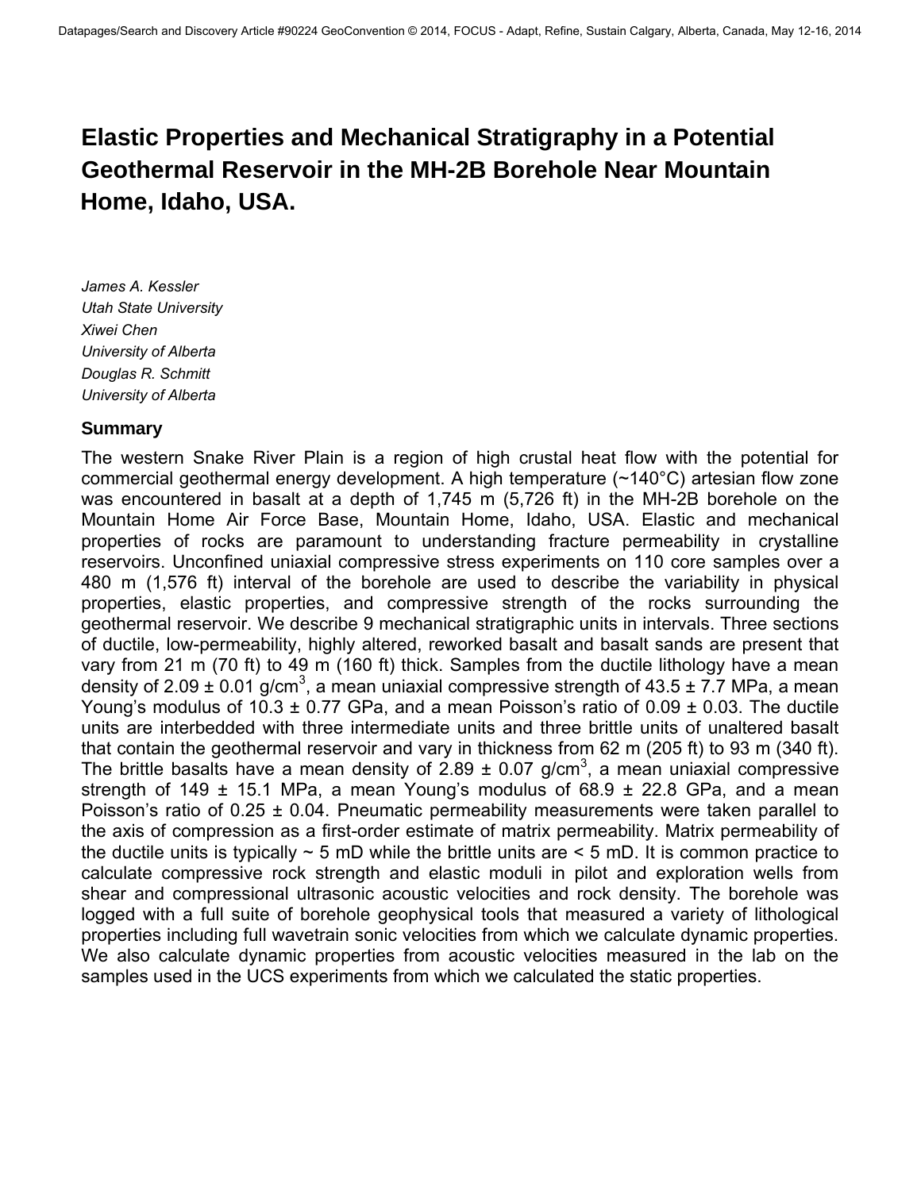# Elastic Properties and Mechanical Stratigraphy in a Potential Geothermal Reservoir in the MH-2B Borehole Near Mountain Home, Idaho, USA.

*James A. Kessler*
*Utah State University*
*Xiwei Chen*
*University of Alberta*
*Douglas R. Schmitt*
*University of Alberta*

## Summary

The western Snake River Plain is a region of high crustal heat flow with the potential for commercial geothermal energy development. A high temperature (~140°C) artesian flow zone was encountered in basalt at a depth of 1,745 m (5,726 ft) in the MH-2B borehole on the Mountain Home Air Force Base, Mountain Home, Idaho, USA. Elastic and mechanical properties of rocks are paramount to understanding fracture permeability in crystalline reservoirs. Unconfined uniaxial compressive stress experiments on 110 core samples over a 480 m (1,576 ft) interval of the borehole are used to describe the variability in physical properties, elastic properties, and compressive strength of the rocks surrounding the geothermal reservoir. We describe 9 mechanical stratigraphic units in intervals. Three sections of ductile, low-permeability, highly altered, reworked basalt and basalt sands are present that vary from 21 m (70 ft) to 49 m (160 ft) thick. Samples from the ductile lithology have a mean density of 2.09 ± 0.01 g/cm$^3$, a mean uniaxial compressive strength of 43.5 ± 7.7 MPa, a mean Young's modulus of 10.3 ± 0.77 GPa, and a mean Poisson's ratio of 0.09 ± 0.03. The ductile units are interbedded with three intermediate units and three brittle units of unaltered basalt that contain the geothermal reservoir and vary in thickness from 62 m (205 ft) to 93 m (340 ft). The brittle basalts have a mean density of 2.89 ± 0.07 g/cm$^3$, a mean uniaxial compressive strength of 149 ± 15.1 MPa, a mean Young's modulus of 68.9 ± 22.8 GPa, and a mean Poisson's ratio of 0.25 ± 0.04. Pneumatic permeability measurements were taken parallel to the axis of compression as a first-order estimate of matrix permeability. Matrix permeability of the ductile units is typically ~ 5 mD while the brittle units are < 5 mD. It is common practice to calculate compressive rock strength and elastic moduli in pilot and exploration wells from shear and compressional ultrasonic acoustic velocities and rock density. The borehole was logged with a full suite of borehole geophysical tools that measured a variety of lithological properties including full wavetrain sonic velocities from which we calculate dynamic properties. We also calculate dynamic properties from acoustic velocities measured in the lab on the samples used in the UCS experiments from which we calculated the static properties.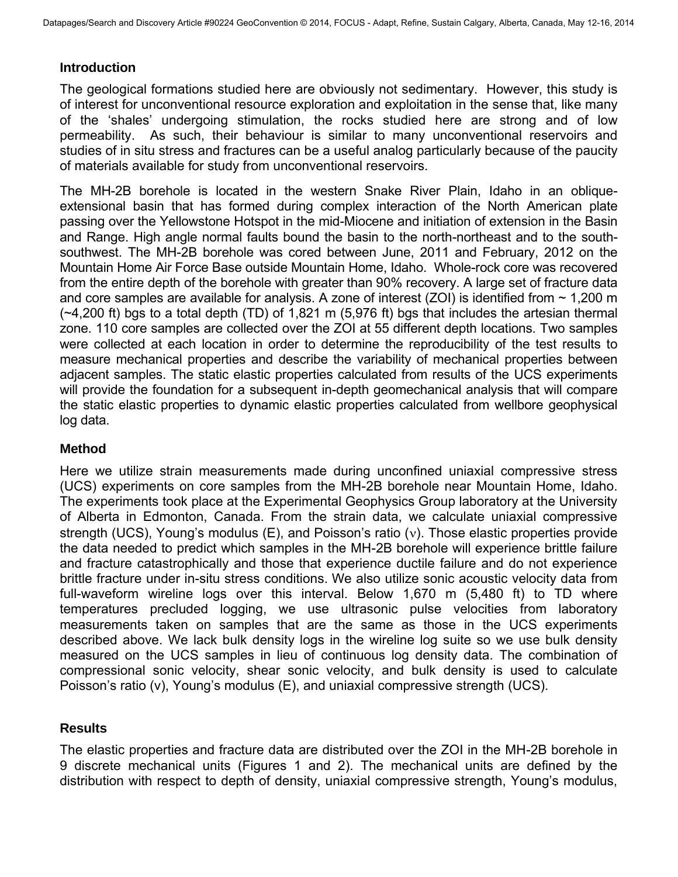## Introduction

The geological formations studied here are obviously not sedimentary. However, this study is of interest for unconventional resource exploration and exploitation in the sense that, like many of the 'shales' undergoing stimulation, the rocks studied here are strong and of low permeability. As such, their behaviour is similar to many unconventional reservoirs and studies of in situ stress and fractures can be a useful analog particularly because of the paucity of materials available for study from unconventional reservoirs.

The MH-2B borehole is located in the western Snake River Plain, Idaho in an oblique-extensional basin that has formed during complex interaction of the North American plate passing over the Yellowstone Hotspot in the mid-Miocene and initiation of extension in the Basin and Range. High angle normal faults bound the basin to the north-northeast and to the south-southwest. The MH-2B borehole was cored between June, 2011 and February, 2012 on the Mountain Home Air Force Base outside Mountain Home, Idaho. Whole-rock core was recovered from the entire depth of the borehole with greater than 90% recovery. A large set of fracture data and core samples are available for analysis. A zone of interest (ZOI) is identified from ~ 1,200 m (~4,200 ft) bgs to a total depth (TD) of 1,821 m (5,976 ft) bgs that includes the artesian thermal zone. 110 core samples are collected over the ZOI at 55 different depth locations. Two samples were collected at each location in order to determine the reproducibility of the test results to measure mechanical properties and describe the variability of mechanical properties between adjacent samples. The static elastic properties calculated from results of the UCS experiments will provide the foundation for a subsequent in-depth geomechanical analysis that will compare the static elastic properties to dynamic elastic properties calculated from wellbore geophysical log data.

## Method

Here we utilize strain measurements made during unconfined uniaxial compressive stress (UCS) experiments on core samples from the MH-2B borehole near Mountain Home, Idaho. The experiments took place at the Experimental Geophysics Group laboratory at the University of Alberta in Edmonton, Canada. From the strain data, we calculate uniaxial compressive strength (UCS), Young's modulus (E), and Poisson's ratio ($\nu$). Those elastic properties provide the data needed to predict which samples in the MH-2B borehole will experience brittle failure and fracture catastrophically and those that experience ductile failure and do not experience brittle fracture under in-situ stress conditions. We also utilize sonic acoustic velocity data from full-waveform wireline logs over this interval. Below 1,670 m (5,480 ft) to TD where temperatures precluded logging, we use ultrasonic pulse velocities from laboratory measurements taken on samples that are the same as those in the UCS experiments described above. We lack bulk density logs in the wireline log suite so we use bulk density measured on the UCS samples in lieu of continuous log density data. The combination of compressional sonic velocity, shear sonic velocity, and bulk density is used to calculate Poisson's ratio (v), Young's modulus (E), and uniaxial compressive strength (UCS).

## Results

The elastic properties and fracture data are distributed over the ZOI in the MH-2B borehole in 9 discrete mechanical units (Figures 1 and 2). The mechanical units are defined by the distribution with respect to depth of density, uniaxial compressive strength, Young's modulus,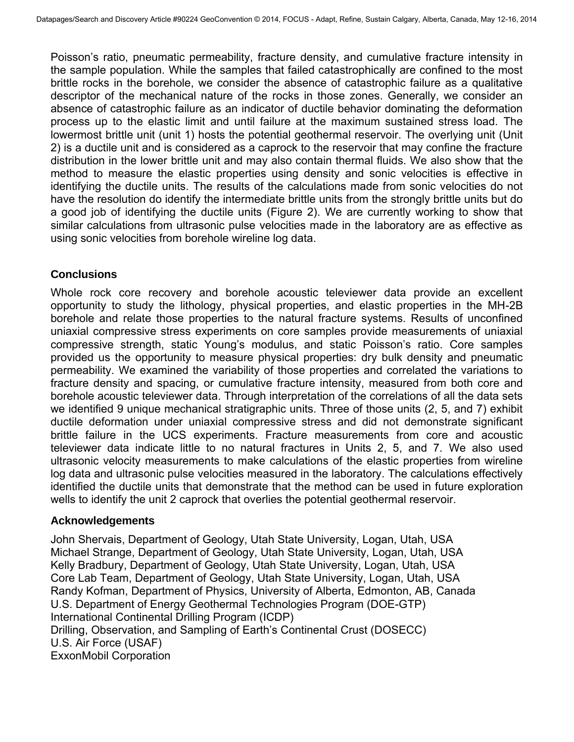Poisson's ratio, pneumatic permeability, fracture density, and cumulative fracture intensity in the sample population. While the samples that failed catastrophically are confined to the most brittle rocks in the borehole, we consider the absence of catastrophic failure as a qualitative descriptor of the mechanical nature of the rocks in those zones. Generally, we consider an absence of catastrophic failure as an indicator of ductile behavior dominating the deformation process up to the elastic limit and until failure at the maximum sustained stress load. The lowermost brittle unit (unit 1) hosts the potential geothermal reservoir. The overlying unit (Unit 2) is a ductile unit and is considered as a caprock to the reservoir that may confine the fracture distribution in the lower brittle unit and may also contain thermal fluids. We also show that the method to measure the elastic properties using density and sonic velocities is effective in identifying the ductile units. The results of the calculations made from sonic velocities do not have the resolution do identify the intermediate brittle units from the strongly brittle units but do a good job of identifying the ductile units (Figure 2). We are currently working to show that similar calculations from ultrasonic pulse velocities made in the laboratory are as effective as using sonic velocities from borehole wireline log data.

## Conclusions

Whole rock core recovery and borehole acoustic televiewer data provide an excellent opportunity to study the lithology, physical properties, and elastic properties in the MH-2B borehole and relate those properties to the natural fracture systems. Results of unconfined uniaxial compressive stress experiments on core samples provide measurements of uniaxial compressive strength, static Young's modulus, and static Poisson's ratio. Core samples provided us the opportunity to measure physical properties: dry bulk density and pneumatic permeability. We examined the variability of those properties and correlated the variations to fracture density and spacing, or cumulative fracture intensity, measured from both core and borehole acoustic televiewer data. Through interpretation of the correlations of all the data sets we identified 9 unique mechanical stratigraphic units. Three of those units (2, 5, and 7) exhibit ductile deformation under uniaxial compressive stress and did not demonstrate significant brittle failure in the UCS experiments. Fracture measurements from core and acoustic televiewer data indicate little to no natural fractures in Units 2, 5, and 7. We also used ultrasonic velocity measurements to make calculations of the elastic properties from wireline log data and ultrasonic pulse velocities measured in the laboratory. The calculations effectively identified the ductile units that demonstrate that the method can be used in future exploration wells to identify the unit 2 caprock that overlies the potential geothermal reservoir.

## Acknowledgements

John Shervais, Department of Geology, Utah State University, Logan, Utah, USA
Michael Strange, Department of Geology, Utah State University, Logan, Utah, USA
Kelly Bradbury, Department of Geology, Utah State University, Logan, Utah, USA
Core Lab Team, Department of Geology, Utah State University, Logan, Utah, USA
Randy Kofman, Department of Physics, University of Alberta, Edmonton, AB, Canada
U.S. Department of Energy Geothermal Technologies Program (DOE-GTP)
International Continental Drilling Program (ICDP)
Drilling, Observation, and Sampling of Earth's Continental Crust (DOSECC)
U.S. Air Force (USAF)
ExxonMobil Corporation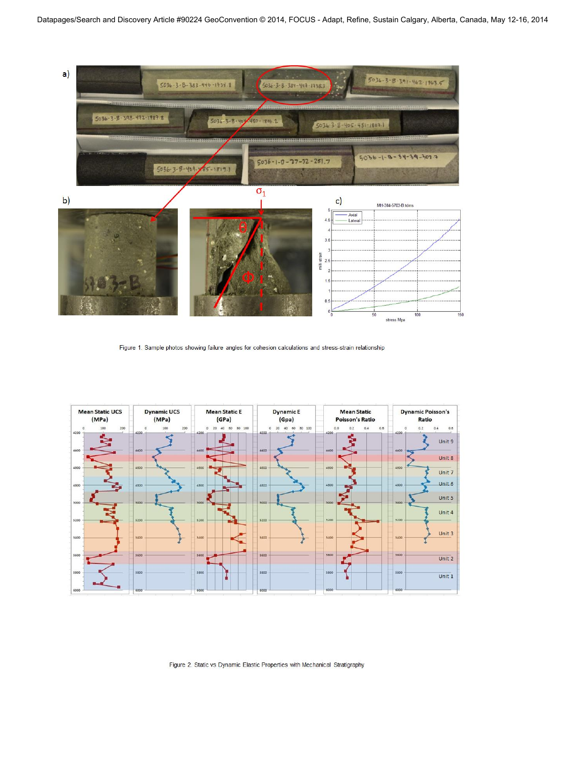a)

b)

$\sigma_1$

$\theta$

$\Phi$

c)

MH-384-5703-B.tdms

Axial

Lateral

milli strain

stress Mpa

Figure 1. Sample photos showing failure angles for cohesion calculations and stress-strain relationship

Mean Static UCS (MPa)

Dynamic UCS (MPa)

Mean Static E (GPa)

Dynamic E (Gpa)

Mean Static Poisson's Ratio

Dynamic Poisson's Ratio

Unit 9

Unit 8

Unit 7

Unit 6

Unit 5

Unit 4

Unit 3

Unit 2

Unit 1

Figure 2. Static vs Dynamic Elastic Properties with Mechanical Stratigraphy